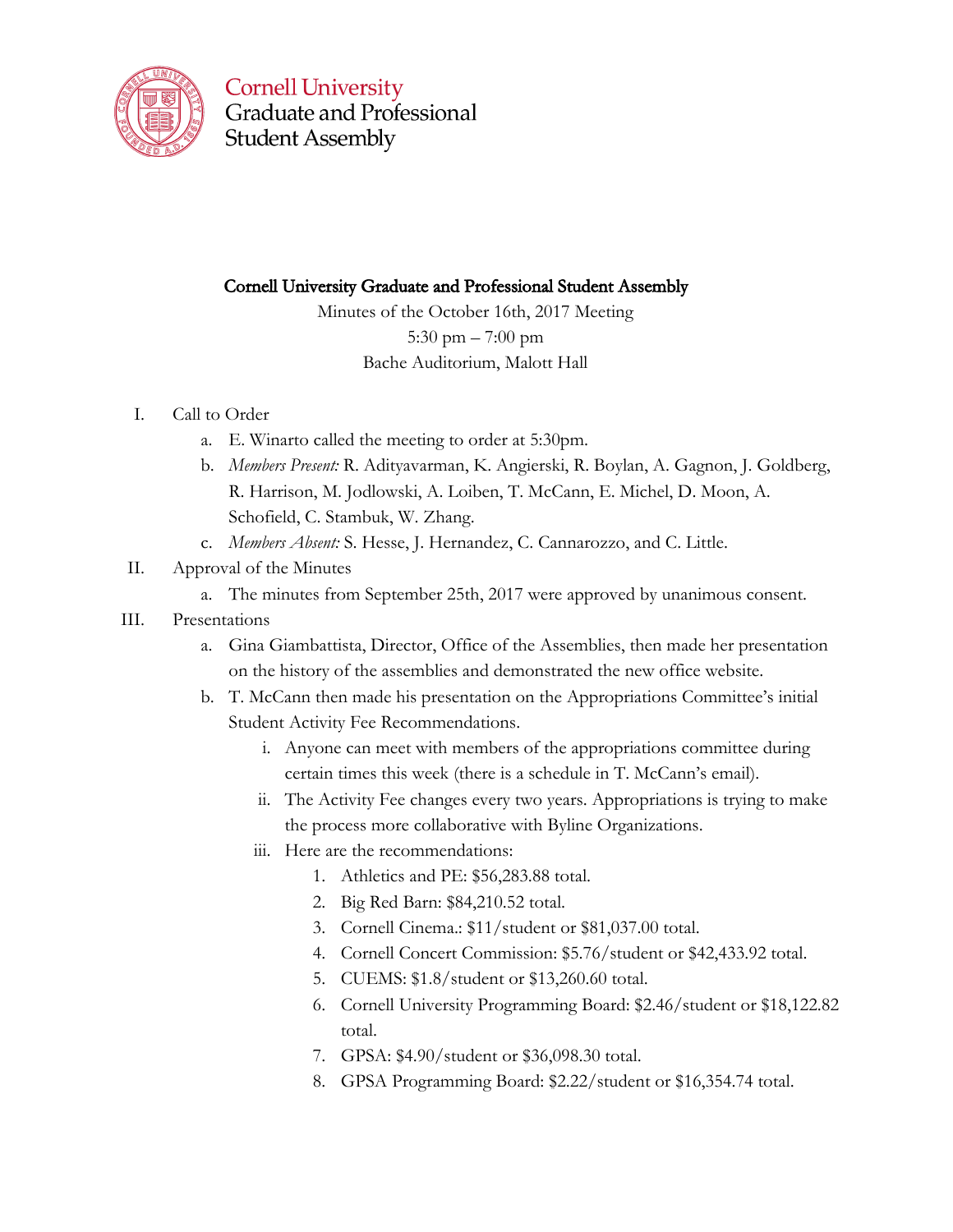Cornell University
Graduate and Professional
Student Assembly

## Cornell University Graduate and Professional Student Assembly

Minutes of the October 16th, 2017 Meeting
5:30 pm – 7:00 pm
Bache Auditorium, Malott Hall

I. Call to Order
   a. E. Winarto called the meeting to order at 5:30pm.
   b. *Members Present:* R. Adityavarman, K. Angierski, R. Boylan, A. Gagnon, J. Goldberg, R. Harrison, M. Jodlowski, A. Loiben, T. McCann, E. Michel, D. Moon, A. Schofield, C. Stambuk, W. Zhang.
   c. *Members Absent:* S. Hesse, J. Hernandez, C. Cannarozzo, and C. Little.

II. Approval of the Minutes
   a. The minutes from September 25th, 2017 were approved by unanimous consent.

III. Presentations
   a. Gina Giambattista, Director, Office of the Assemblies, then made her presentation on the history of the assemblies and demonstrated the new office website.
   b. T. McCann then made his presentation on the Appropriations Committee's initial Student Activity Fee Recommendations.
      i. Anyone can meet with members of the appropriations committee during certain times this week (there is a schedule in T. McCann's email).
      ii. The Activity Fee changes every two years. Appropriations is trying to make the process more collaborative with Byline Organizations.
      iii. Here are the recommendations:
         1. Athletics and PE: $56,283.88 total.
         2. Big Red Barn: $84,210.52 total.
         3. Cornell Cinema.: $11/student or $81,037.00 total.
         4. Cornell Concert Commission: $5.76/student or $42,433.92 total.
         5. CUEMS: $1.8/student or $13,260.60 total.
         6. Cornell University Programming Board: $2.46/student or $18,122.82 total.
         7. GPSA: $4.90/student or $36,098.30 total.
         8. GPSA Programming Board: $2.22/student or $16,354.74 total.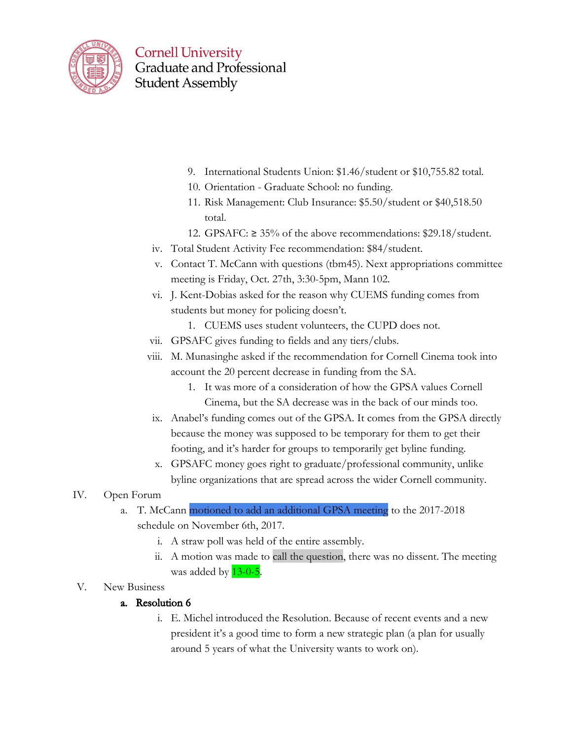9. International Students Union: $1.46/student or $10,755.82 total.
10. Orientation - Graduate School: no funding.
11. Risk Management: Club Insurance: $5.50/student or $40,518.50 total.
12. GPSAFC: ≥ 35% of the above recommendations: $29.18/student.

iv. Total Student Activity Fee recommendation: $84/student.

v. Contact T. McCann with questions (tbm45). Next appropriations committee meeting is Friday, Oct. 27th, 3:30-5pm, Mann 102.

vi. J. Kent-Dobias asked for the reason why CUEMS funding comes from students but money for policing doesn't.

1. CUEMS uses student volunteers, the CUPD does not.

vii. GPSAFC gives funding to fields and any tiers/clubs.

viii. M. Munasinghe asked if the recommendation for Cornell Cinema took into account the 20 percent decrease in funding from the SA.

1. It was more of a consideration of how the GPSA values Cornell Cinema, but the SA decrease was in the back of our minds too.

ix. Anabel's funding comes out of the GPSA. It comes from the GPSA directly because the money was supposed to be temporary for them to get their footing, and it's harder for groups to temporarily get byline funding.

x. GPSAFC money goes right to graduate/professional community, unlike byline organizations that are spread across the wider Cornell community.

IV. Open Forum

a. T. McCann motioned to add an additional GPSA meeting to the 2017-2018 schedule on November 6th, 2017.

i. A straw poll was held of the entire assembly.

ii. A motion was made to call the question, there was no dissent. The meeting was added by 13-0-5.

V. New Business

**a. Resolution 6**

i. E. Michel introduced the Resolution. Because of recent events and a new president it's a good time to form a new strategic plan (a plan for usually around 5 years of what the University wants to work on).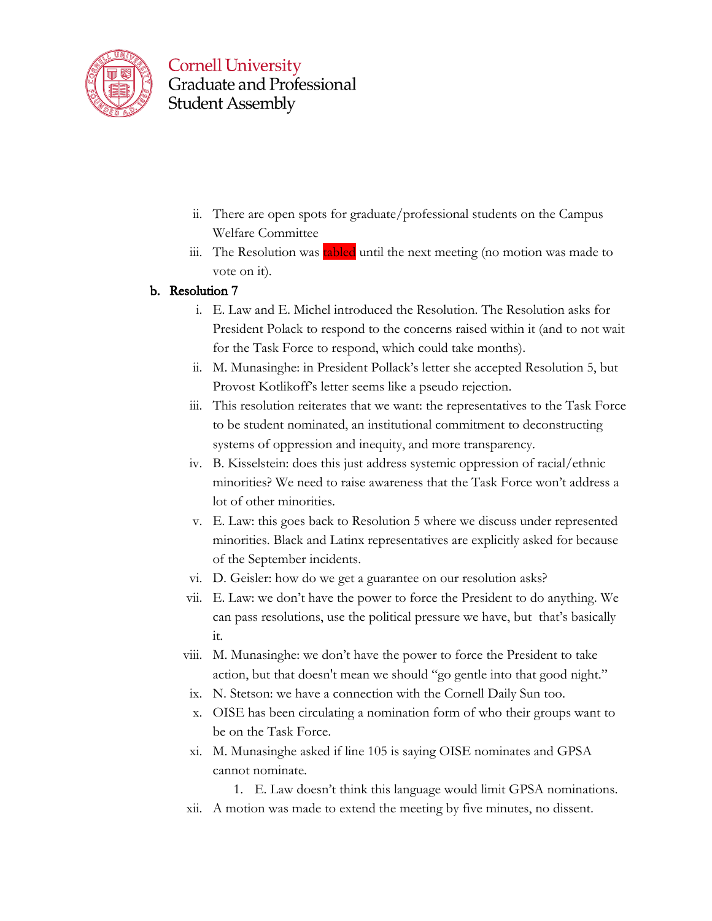ii. There are open spots for graduate/professional students on the Campus Welfare Committee

iii. The Resolution was tabled until the next meeting (no motion was made to vote on it).

**b. Resolution 7**

i. E. Law and E. Michel introduced the Resolution. The Resolution asks for President Polack to respond to the concerns raised within it (and to not wait for the Task Force to respond, which could take months).

ii. M. Munasinghe: in President Pollack's letter she accepted Resolution 5, but Provost Kotlikoff's letter seems like a pseudo rejection.

iii. This resolution reiterates that we want: the representatives to the Task Force to be student nominated, an institutional commitment to deconstructing systems of oppression and inequity, and more transparency.

iv. B. Kisselstein: does this just address systemic oppression of racial/ethnic minorities? We need to raise awareness that the Task Force won't address a lot of other minorities.

v. E. Law: this goes back to Resolution 5 where we discuss under represented minorities. Black and Latinx representatives are explicitly asked for because of the September incidents.

vi. D. Geisler: how do we get a guarantee on our resolution asks?

vii. E. Law: we don't have the power to force the President to do anything. We can pass resolutions, use the political pressure we have, but that's basically it.

viii. M. Munasinghe: we don't have the power to force the President to take action, but that doesn't mean we should "go gentle into that good night."

ix. N. Stetson: we have a connection with the Cornell Daily Sun too.

x. OISE has been circulating a nomination form of who their groups want to be on the Task Force.

xi. M. Munasinghe asked if line 105 is saying OISE nominates and GPSA cannot nominate.

1. E. Law doesn't think this language would limit GPSA nominations.

xii. A motion was made to extend the meeting by five minutes, no dissent.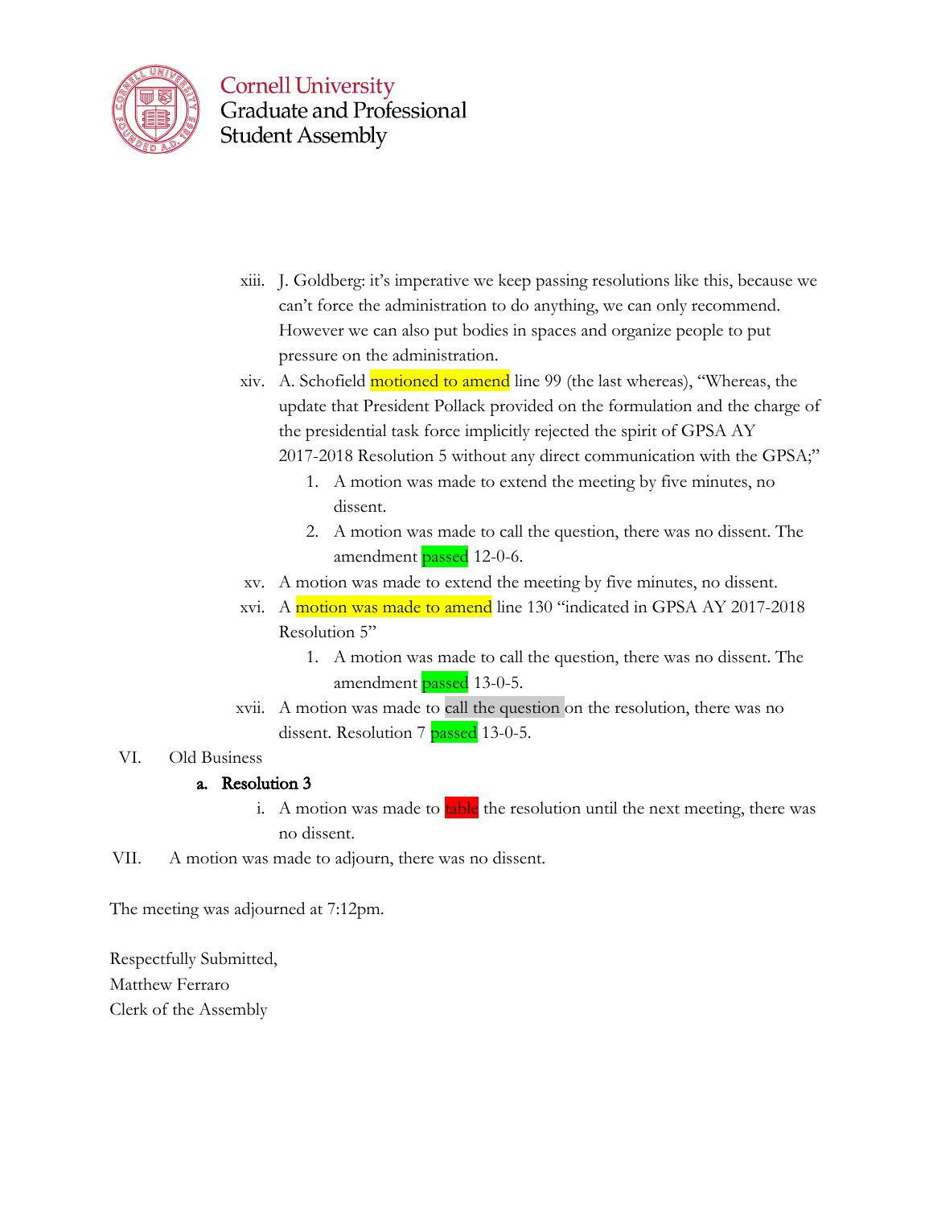xiii. J. Goldberg: it's imperative we keep passing resolutions like this, because we can't force the administration to do anything, we can only recommend. However we can also put bodies in spaces and organize people to put pressure on the administration.

xiv. A. Schofield motioned to amend line 99 (the last whereas), "Whereas, the update that President Pollack provided on the formulation and the charge of the presidential task force implicitly rejected the spirit of GPSA AY 2017-2018 Resolution 5 without any direct communication with the GPSA;"

1. A motion was made to extend the meeting by five minutes, no dissent.
2. A motion was made to call the question, there was no dissent. The amendment passed 12-0-6.

xv. A motion was made to extend the meeting by five minutes, no dissent.

xvi. A motion was made to amend line 130 "indicated in GPSA AY 2017-2018 Resolution 5"

1. A motion was made to call the question, there was no dissent. The amendment passed 13-0-5.

xvii. A motion was made to call the question on the resolution, there was no dissent. Resolution 7 passed 13-0-5.

VI. Old Business

**a. Resolution 3**

i. A motion was made to table the resolution until the next meeting, there was no dissent.

VII. A motion was made to adjourn, there was no dissent.

The meeting was adjourned at 7:12pm.

Respectfully Submitted,
Matthew Ferraro
Clerk of the Assembly